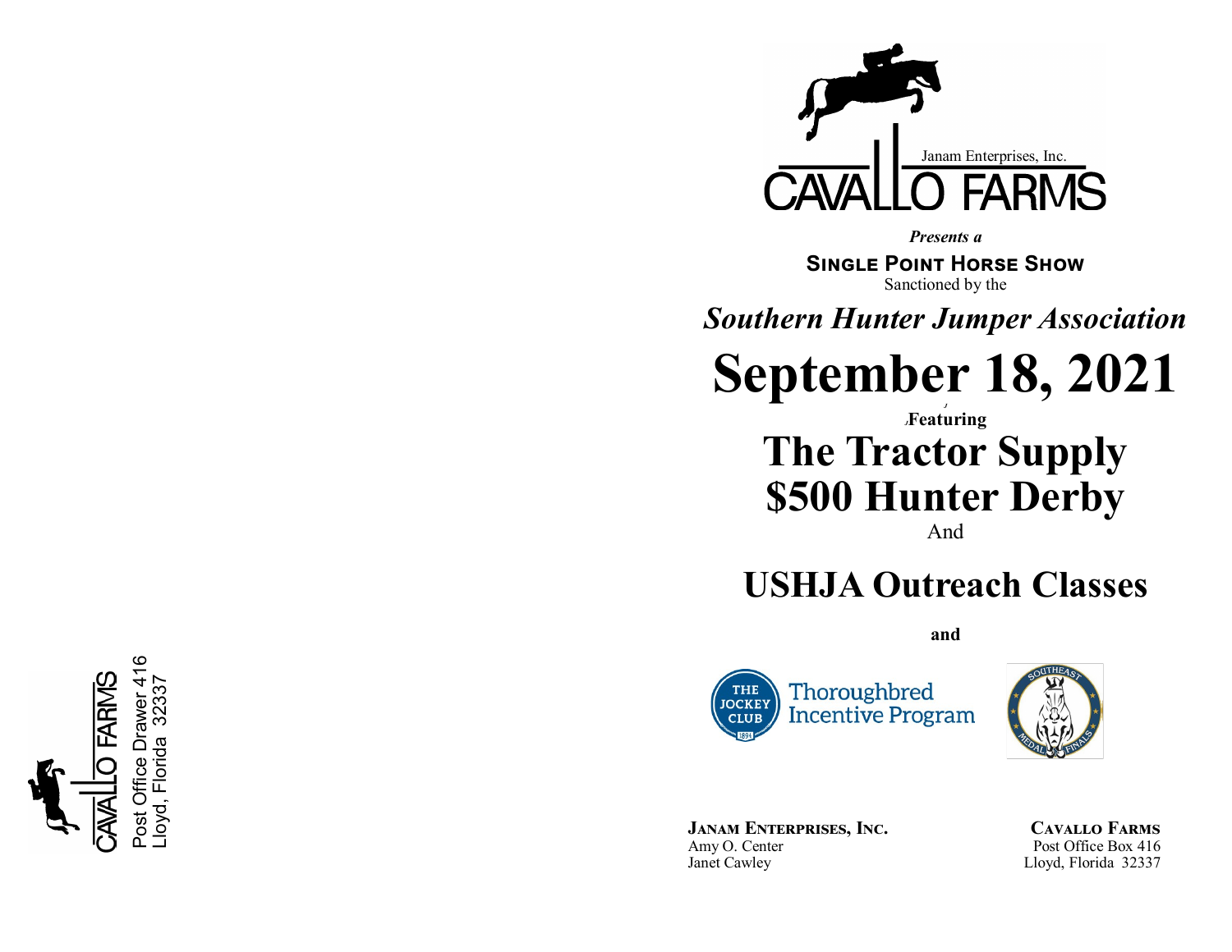Post Office Drawer 416
Lloyd, Florida 32337

Janam Enterprises, Inc.

CAVALLO FARMS

***Presents a***

**SINGLE POINT HORSE SHOW**

Sanctioned by the

***Southern Hunter Jumper Association***

# September 18, 2021

**Featuring**

# The Tractor Supply $500 Hunter Derby

And

## USHJA Outreach Classes

**and**

Thoroughbred Incentive Program

**JANAM ENTERPRISES, INC.**
Amy O. Center
Janet Cawley

**CAVALLO FARMS**
Post Office Box 416
Lloyd, Florida 32337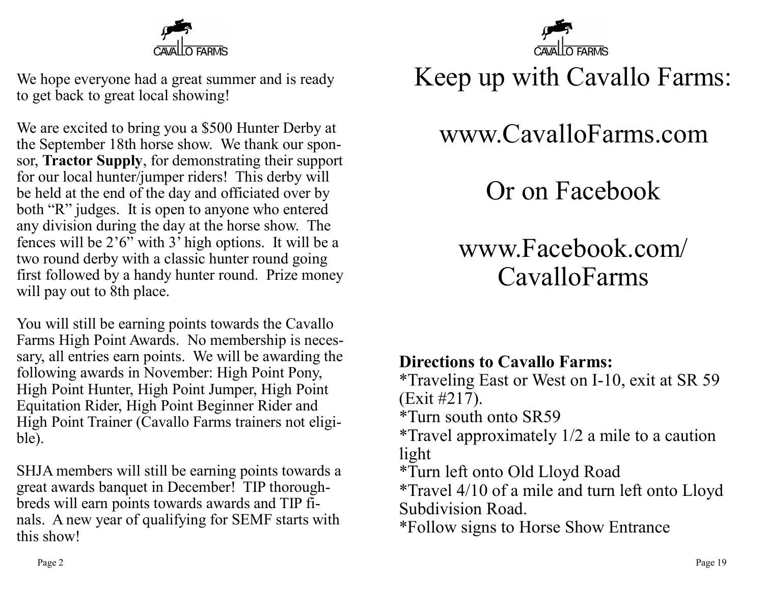CAVALLO FARMS

We hope everyone had a great summer and is ready to get back to great local showing!

We are excited to bring you a $500 Hunter Derby at the September 18th horse show. We thank our sponsor, **Tractor Supply**, for demonstrating their support for our local hunter/jumper riders! This derby will be held at the end of the day and officiated over by both "R" judges. It is open to anyone who entered any division during the day at the horse show. The fences will be 2'6" with 3' high options. It will be a two round derby with a classic hunter round going first followed by a handy hunter round. Prize money will pay out to 8th place.

You will still be earning points towards the Cavallo Farms High Point Awards. No membership is necessary, all entries earn points. We will be awarding the following awards in November: High Point Pony, High Point Hunter, High Point Jumper, High Point Equitation Rider, High Point Beginner Rider and High Point Trainer (Cavallo Farms trainers not eligible).

SHJA members will still be earning points towards a great awards banquet in December! TIP thoroughbreds will earn points towards awards and TIP finals. A new year of qualifying for SEMF starts with this show!

CAVALLO FARMS

# Keep up with Cavallo Farms:

## www.CavalloFarms.com

## Or on Facebook

## www.Facebook.com/CavalloFarms

**Directions to Cavallo Farms:**

*Traveling East or West on I-10, exit at SR 59 (Exit #217).
*Turn south onto SR59
*Travel approximately 1/2 a mile to a caution light
*Turn left onto Old Lloyd Road
*Travel 4/10 of a mile and turn left onto Lloyd Subdivision Road.
*Follow signs to Horse Show Entrance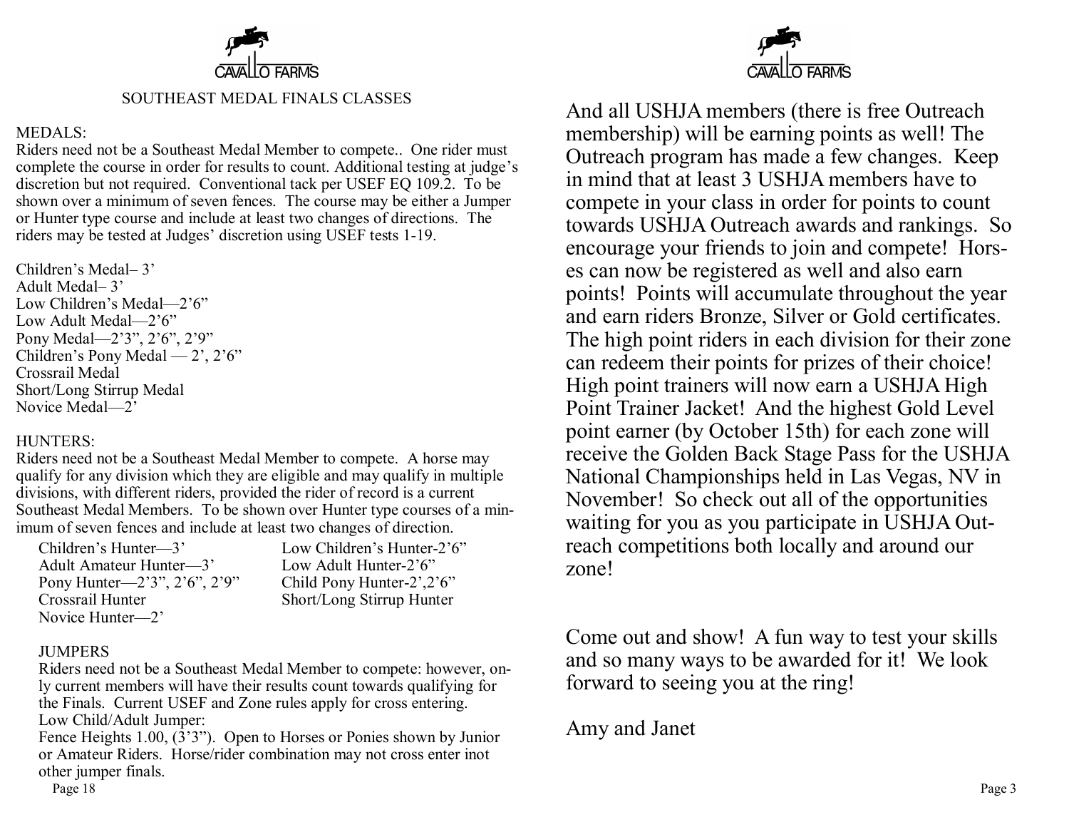CAVALLO FARMS

## SOUTHEAST MEDAL FINALS CLASSES

MEDALS:
Riders need not be a Southeast Medal Member to compete.. One rider must complete the course in order for results to count. Additional testing at judge's discretion but not required. Conventional tack per USEF EQ 109.2. To be shown over a minimum of seven fences. The course may be either a Jumper or Hunter type course and include at least two changes of directions. The riders may be tested at Judges' discretion using USEF tests 1-19.

Children's Medal– 3'
Adult Medal– 3'
Low Children's Medal—2'6"
Low Adult Medal—2'6"
Pony Medal—2'3", 2'6", 2'9"
Children's Pony Medal — 2', 2'6"
Crossrail Medal
Short/Long Stirrup Medal
Novice Medal—2'

HUNTERS:
Riders need not be a Southeast Medal Member to compete. A horse may qualify for any division which they are eligible and may qualify in multiple divisions, with different riders, provided the rider of record is a current Southeast Medal Members. To be shown over Hunter type courses of a minimum of seven fences and include at least two changes of direction.

Children's Hunter—3'
Adult Amateur Hunter—3'
Pony Hunter—2'3", 2'6", 2'9"
Crossrail Hunter
Novice Hunter—2'
Low Children's Hunter-2'6"
Low Adult Hunter-2'6"
Child Pony Hunter-2',2'6"
Short/Long Stirrup Hunter

JUMPERS
Riders need not be a Southeast Medal Member to compete: however, only current members will have their results count towards qualifying for the Finals. Current USEF and Zone rules apply for cross entering.
Low Child/Adult Jumper:
Fence Heights 1.00, (3'3"). Open to Horses or Ponies shown by Junior or Amateur Riders. Horse/rider combination may not cross enter inot other jumper finals.

CAVALLO FARMS

And all USHJA members (there is free Outreach membership) will be earning points as well! The Outreach program has made a few changes. Keep in mind that at least 3 USHJA members have to compete in your class in order for points to count towards USHJA Outreach awards and rankings. So encourage your friends to join and compete! Horses can now be registered as well and also earn points! Points will accumulate throughout the year and earn riders Bronze, Silver or Gold certificates. The high point riders in each division for their zone can redeem their points for prizes of their choice! High point trainers will now earn a USHJA High Point Trainer Jacket! And the highest Gold Level point earner (by October 15th) for each zone will receive the Golden Back Stage Pass for the USHJA National Championships held in Las Vegas, NV in November! So check out all of the opportunities waiting for you as you participate in USHJA Outreach competitions both locally and around our zone!

Come out and show! A fun way to test your skills and so many ways to be awarded for it! We look forward to seeing you at the ring!

Amy and Janet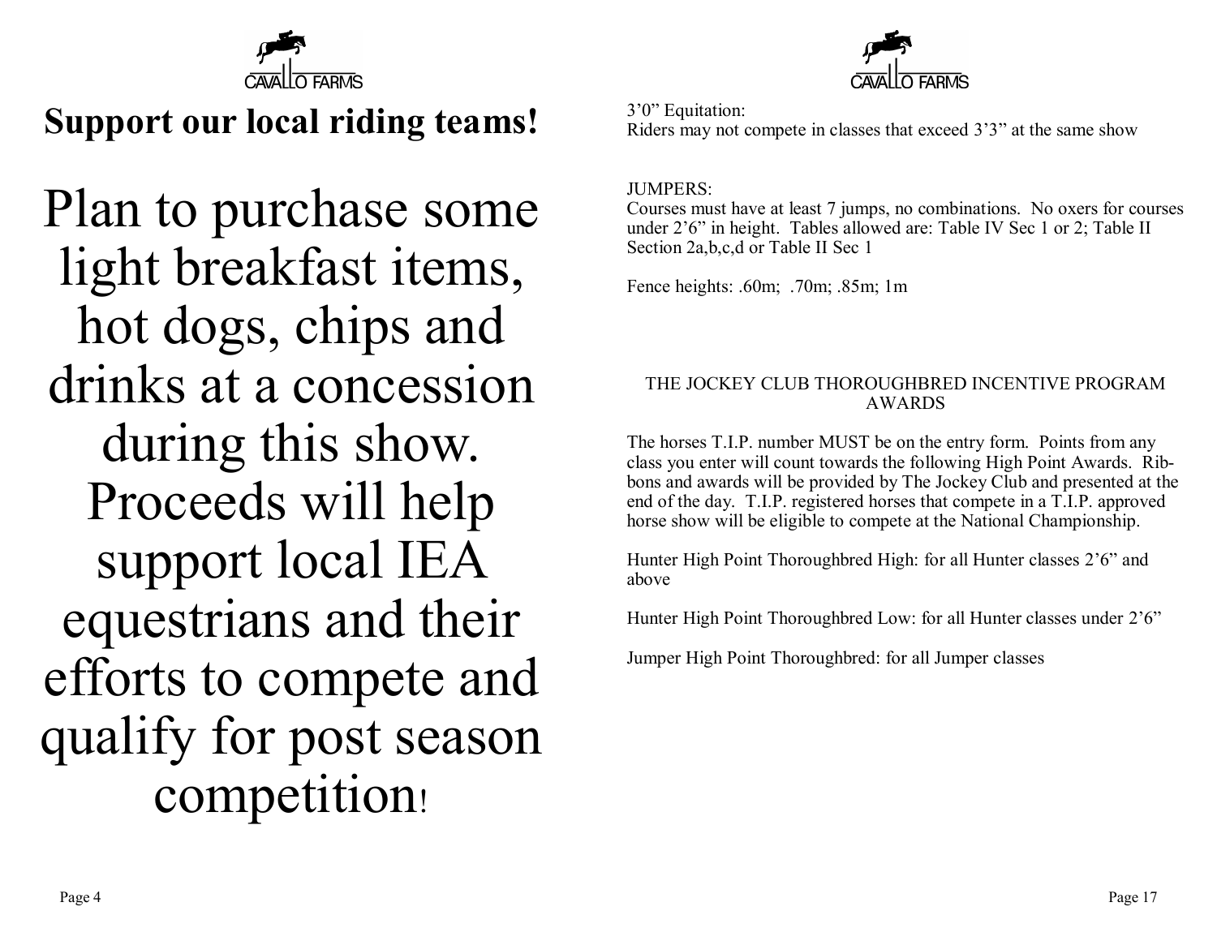# Support our local riding teams!

Plan to purchase some light breakfast items, hot dogs, chips and drinks at a concession during this show. Proceeds will help support local IEA equestrians and their efforts to compete and qualify for post season competition!

3'0" Equitation:
Riders may not compete in classes that exceed 3'3" at the same show

JUMPERS:
Courses must have at least 7 jumps, no combinations. No oxers for courses under 2'6" in height. Tables allowed are: Table IV Sec 1 or 2; Table II Section 2a,b,c,d or Table II Sec 1

Fence heights: .60m; .70m; .85m; 1m

## THE JOCKEY CLUB THOROUGHBRED INCENTIVE PROGRAM AWARDS

The horses T.I.P. number MUST be on the entry form. Points from any class you enter will count towards the following High Point Awards. Ribbons and awards will be provided by The Jockey Club and presented at the end of the day. T.I.P. registered horses that compete in a T.I.P. approved horse show will be eligible to compete at the National Championship.

Hunter High Point Thoroughbred High: for all Hunter classes 2'6" and above

Hunter High Point Thoroughbred Low: for all Hunter classes under 2'6"

Jumper High Point Thoroughbred: for all Jumper classes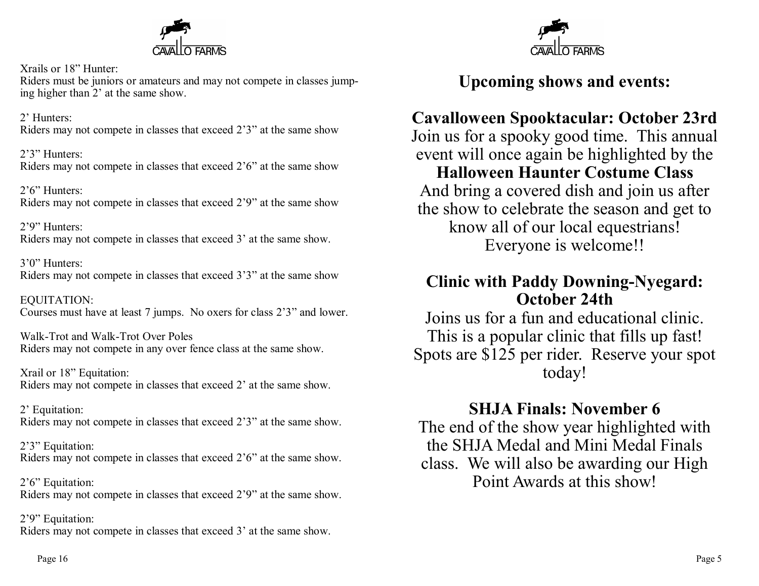CAVALLO FARMS

Xrails or 18" Hunter:
Riders must be juniors or amateurs and may not compete in classes jumping higher than 2' at the same show.

2' Hunters:
Riders may not compete in classes that exceed 2'3" at the same show

2'3" Hunters:
Riders may not compete in classes that exceed 2'6" at the same show

2'6" Hunters:
Riders may not compete in classes that exceed 2'9" at the same show

2'9" Hunters:
Riders may not compete in classes that exceed 3' at the same show.

3'0" Hunters:
Riders may not compete in classes that exceed 3'3" at the same show

EQUITATION:
Courses must have at least 7 jumps. No oxers for class 2'3" and lower.

Walk-Trot and Walk-Trot Over Poles
Riders may not compete in any over fence class at the same show.

Xrail or 18" Equitation:
Riders may not compete in classes that exceed 2' at the same show.

2' Equitation:
Riders may not compete in classes that exceed 2'3" at the same show.

2'3" Equitation:
Riders may not compete in classes that exceed 2'6" at the same show.

2'6" Equitation:
Riders may not compete in classes that exceed 2'9" at the same show.

2'9" Equitation:
Riders may not compete in classes that exceed 3' at the same show.

CAVALLO FARMS

# Upcoming shows and events:

## Cavalloween Spooktacular: October 23rd

Join us for a spooky good time. This annual event will once again be highlighted by the **Halloween Haunter Costume Class** And bring a covered dish and join us after the show to celebrate the season and get to know all of our local equestrians! Everyone is welcome!!

## Clinic with Paddy Downing-Nyegard: October 24th

Joins us for a fun and educational clinic. This is a popular clinic that fills up fast! Spots are $125 per rider. Reserve your spot today!

## SHJA Finals: November 6

The end of the show year highlighted with the SHJA Medal and Mini Medal Finals class. We will also be awarding our High Point Awards at this show!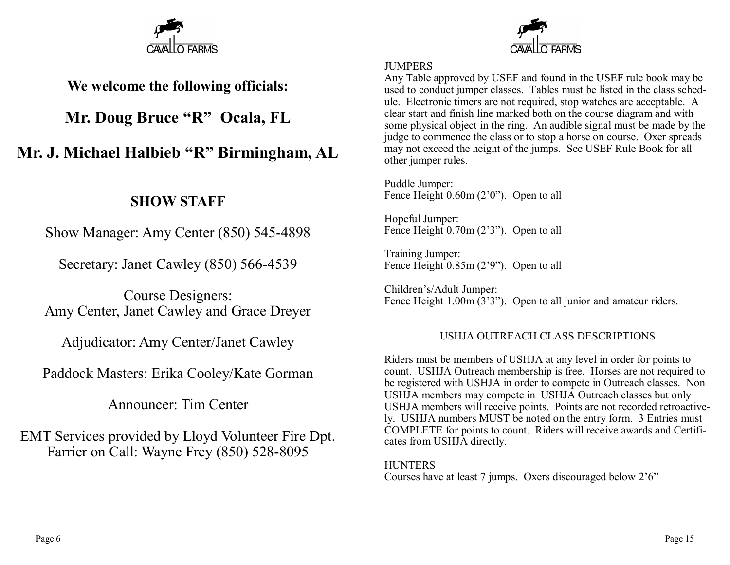CAVALLO FARMS

**We welcome the following officials:**

## Mr. Doug Bruce "R" Ocala, FL

## Mr. J. Michael Halbieb "R" Birmingham, AL

**SHOW STAFF**

Show Manager: Amy Center (850) 545-4898

Secretary: Janet Cawley (850) 566-4539

Course Designers:
Amy Center, Janet Cawley and Grace Dreyer

Adjudicator: Amy Center/Janet Cawley

Paddock Masters: Erika Cooley/Kate Gorman

Announcer: Tim Center

EMT Services provided by Lloyd Volunteer Fire Dpt.
Farrier on Call: Wayne Frey (850) 528-8095

CAVALLO FARMS

JUMPERS
Any Table approved by USEF and found in the USEF rule book may be used to conduct jumper classes. Tables must be listed in the class schedule. Electronic timers are not required, stop watches are acceptable. A clear start and finish line marked both on the course diagram and with some physical object in the ring. An audible signal must be made by the judge to commence the class or to stop a horse on course. Oxer spreads may not exceed the height of the jumps. See USEF Rule Book for all other jumper rules.

Puddle Jumper:
Fence Height 0.60m (2'0"). Open to all

Hopeful Jumper:
Fence Height 0.70m (2'3"). Open to all

Training Jumper:
Fence Height 0.85m (2'9"). Open to all

Children's/Adult Jumper:
Fence Height 1.00m (3'3"). Open to all junior and amateur riders.

USHJA OUTREACH CLASS DESCRIPTIONS

Riders must be members of USHJA at any level in order for points to count. USHJA Outreach membership is free. Horses are not required to be registered with USHJA in order to compete in Outreach classes. Non USHJA members may compete in USHJA Outreach classes but only USHJA members will receive points. Points are not recorded retroactively. USHJA numbers MUST be noted on the entry form. 3 Entries must COMPLETE for points to count. Riders will receive awards and Certificates from USHJA directly.

HUNTERS
Courses have at least 7 jumps. Oxers discouraged below 2'6"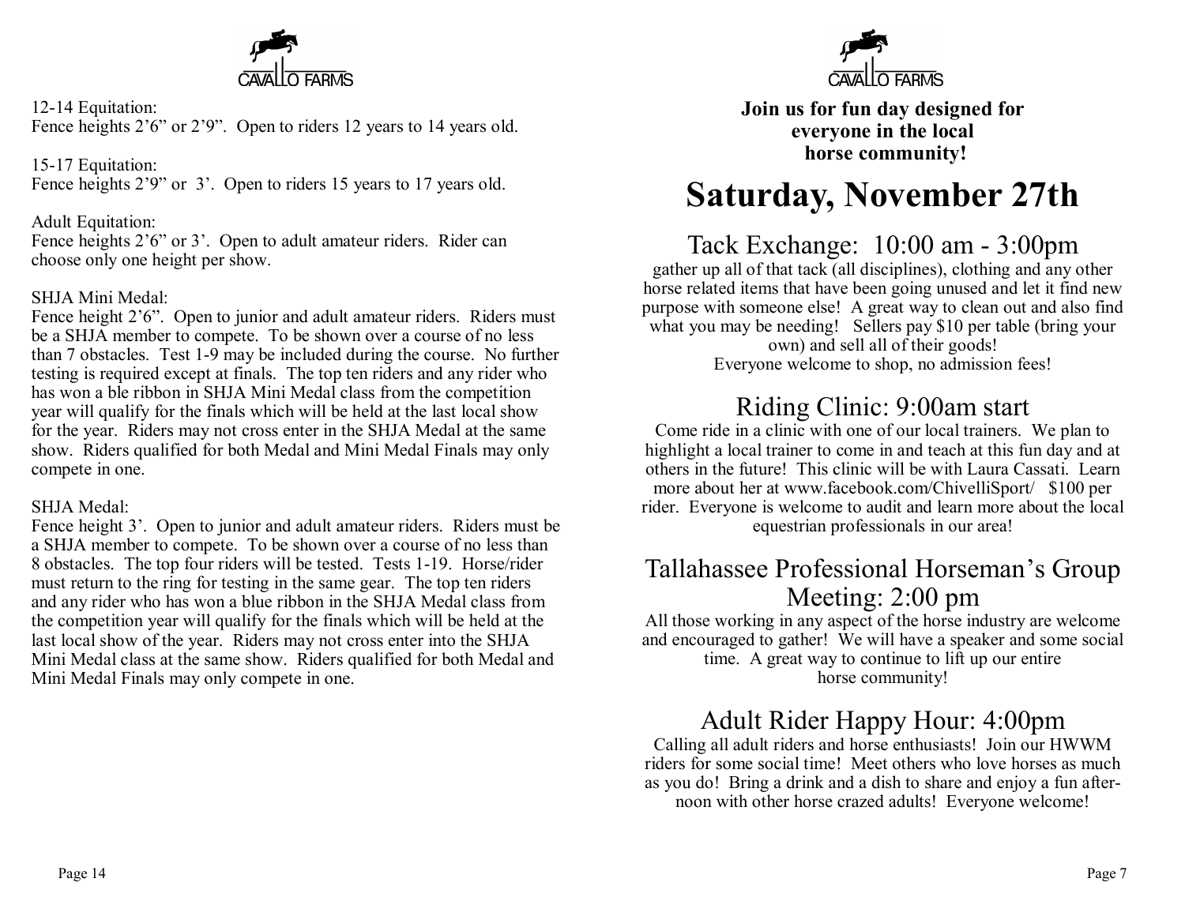CAVALLO FARMS

12-14 Equitation:
Fence heights 2'6" or 2'9". Open to riders 12 years to 14 years old.

15-17 Equitation:
Fence heights 2'9" or 3'. Open to riders 15 years to 17 years old.

Adult Equitation:
Fence heights 2'6" or 3'. Open to adult amateur riders. Rider can choose only one height per show.

SHJA Mini Medal:
Fence height 2'6". Open to junior and adult amateur riders. Riders must be a SHJA member to compete. To be shown over a course of no less than 7 obstacles. Test 1-9 may be included during the course. No further testing is required except at finals. The top ten riders and any rider who has won a ble ribbon in SHJA Mini Medal class from the competition year will qualify for the finals which will be held at the last local show for the year. Riders may not cross enter in the SHJA Medal at the same show. Riders qualified for both Medal and Mini Medal Finals may only compete in one.

SHJA Medal:
Fence height 3'. Open to junior and adult amateur riders. Riders must be a SHJA member to compete. To be shown over a course of no less than 8 obstacles. The top four riders will be tested. Tests 1-19. Horse/rider must return to the ring for testing in the same gear. The top ten riders and any rider who has won a blue ribbon in the SHJA Medal class from the competition year will qualify for the finals which will be held at the last local show of the year. Riders may not cross enter into the SHJA Mini Medal class at the same show. Riders qualified for both Medal and Mini Medal Finals may only compete in one.

CAVALLO FARMS

**Join us for fun day designed for everyone in the local horse community!**

# Saturday, November 27th

## Tack Exchange: 10:00 am - 3:00pm

gather up all of that tack (all disciplines), clothing and any other horse related items that have been going unused and let it find new purpose with someone else! A great way to clean out and also find what you may be needing! Sellers pay $10 per table (bring your own) and sell all of their goods!
Everyone welcome to shop, no admission fees!

## Riding Clinic: 9:00am start

Come ride in a clinic with one of our local trainers. We plan to highlight a local trainer to come in and teach at this fun day and at others in the future! This clinic will be with Laura Cassati. Learn more about her at www.facebook.com/ChivelliSport/ $100 per rider. Everyone is welcome to audit and learn more about the local equestrian professionals in our area!

## Tallahassee Professional Horseman's Group Meeting: 2:00 pm

All those working in any aspect of the horse industry are welcome and encouraged to gather! We will have a speaker and some social time. A great way to continue to lift up our entire horse community!

## Adult Rider Happy Hour: 4:00pm

Calling all adult riders and horse enthusiasts! Join our HWWM riders for some social time! Meet others who love horses as much as you do! Bring a drink and a dish to share and enjoy a fun afternoon with other horse crazed adults! Everyone welcome!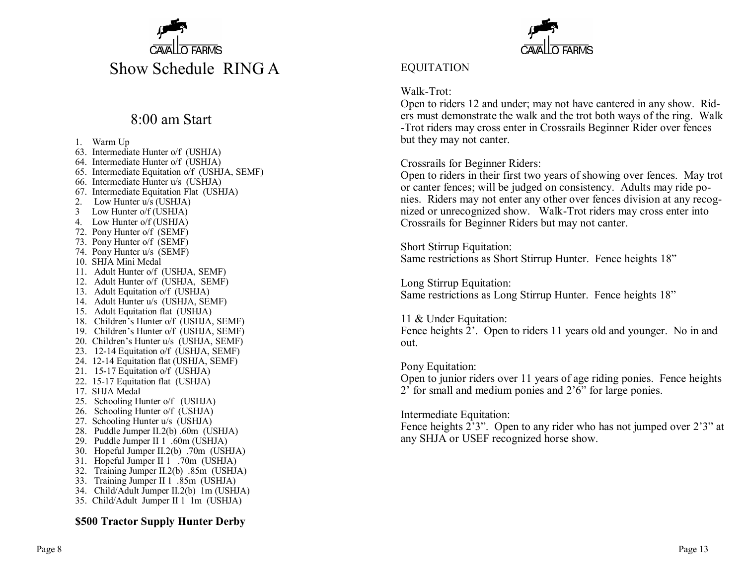CAVALLO FARMS

# Show Schedule RING A

## 8:00 am Start

1. Warm Up
63. Intermediate Hunter o/f (USHJA)
64. Intermediate Hunter o/f (USHJA)
65. Intermediate Equitation o/f (USHJA, SEMF)
66. Intermediate Hunter u/s (USHJA)
67. Intermediate Equitation Flat (USHJA)
2. Low Hunter u/s (USHJA)
3 Low Hunter o/f (USHJA)
4. Low Hunter o/f (USHJA)
72. Pony Hunter o/f (SEMF)
73. Pony Hunter o/f (SEMF)
74. Pony Hunter u/s (SEMF)
10. SHJA Mini Medal
11. Adult Hunter o/f (USHJA, SEMF)
12. Adult Hunter o/f (USHJA, SEMF)
13. Adult Equitation o/f (USHJA)
14. Adult Hunter u/s (USHJA, SEMF)
15. Adult Equitation flat (USHJA)
18. Children's Hunter o/f (USHJA, SEMF)
19. Children's Hunter o/f (USHJA, SEMF)
20. Children's Hunter u/s (USHJA, SEMF)
23. 12-14 Equitation o/f (USHJA, SEMF)
24. 12-14 Equitation flat (USHJA, SEMF)
21. 15-17 Equitation o/f (USHJA)
22. 15-17 Equitation flat (USHJA)
17. SHJA Medal
25. Schooling Hunter o/f (USHJA)
26. Schooling Hunter o/f (USHJA)
27. Schooling Hunter u/s (USHJA)
28. Puddle Jumper II.2(b) .60m (USHJA)
29. Puddle Jumper II 1 .60m (USHJA)
30. Hopeful Jumper II.2(b) .70m (USHJA)
31. Hopeful Jumper II 1 .70m (USHJA)
32. Training Jumper II.2(b) .85m (USHJA)
33. Training Jumper II 1 .85m (USHJA)
34. Child/Adult Jumper II.2(b) 1m (USHJA)
35. Child/Adult Jumper II 1 1m (USHJA)

**$500 Tractor Supply Hunter Derby**

CAVALLO FARMS

EQUITATION

Walk-Trot:
Open to riders 12 and under; may not have cantered in any show. Riders must demonstrate the walk and the trot both ways of the ring. Walk-Trot riders may cross enter in Crossrails Beginner Rider over fences but they may not canter.

Crossrails for Beginner Riders:
Open to riders in their first two years of showing over fences. May trot or canter fences; will be judged on consistency. Adults may ride ponies. Riders may not enter any other over fences division at any recognized or unrecognized show. Walk-Trot riders may cross enter into Crossrails for Beginner Riders but may not canter.

Short Stirrup Equitation:
Same restrictions as Short Stirrup Hunter. Fence heights 18"

Long Stirrup Equitation:
Same restrictions as Long Stirrup Hunter. Fence heights 18"

11 & Under Equitation:
Fence heights 2'. Open to riders 11 years old and younger. No in and out.

Pony Equitation:
Open to junior riders over 11 years of age riding ponies. Fence heights 2' for small and medium ponies and 2'6" for large ponies.

Intermediate Equitation:
Fence heights 2'3". Open to any rider who has not jumped over 2'3" at any SHJA or USEF recognized horse show.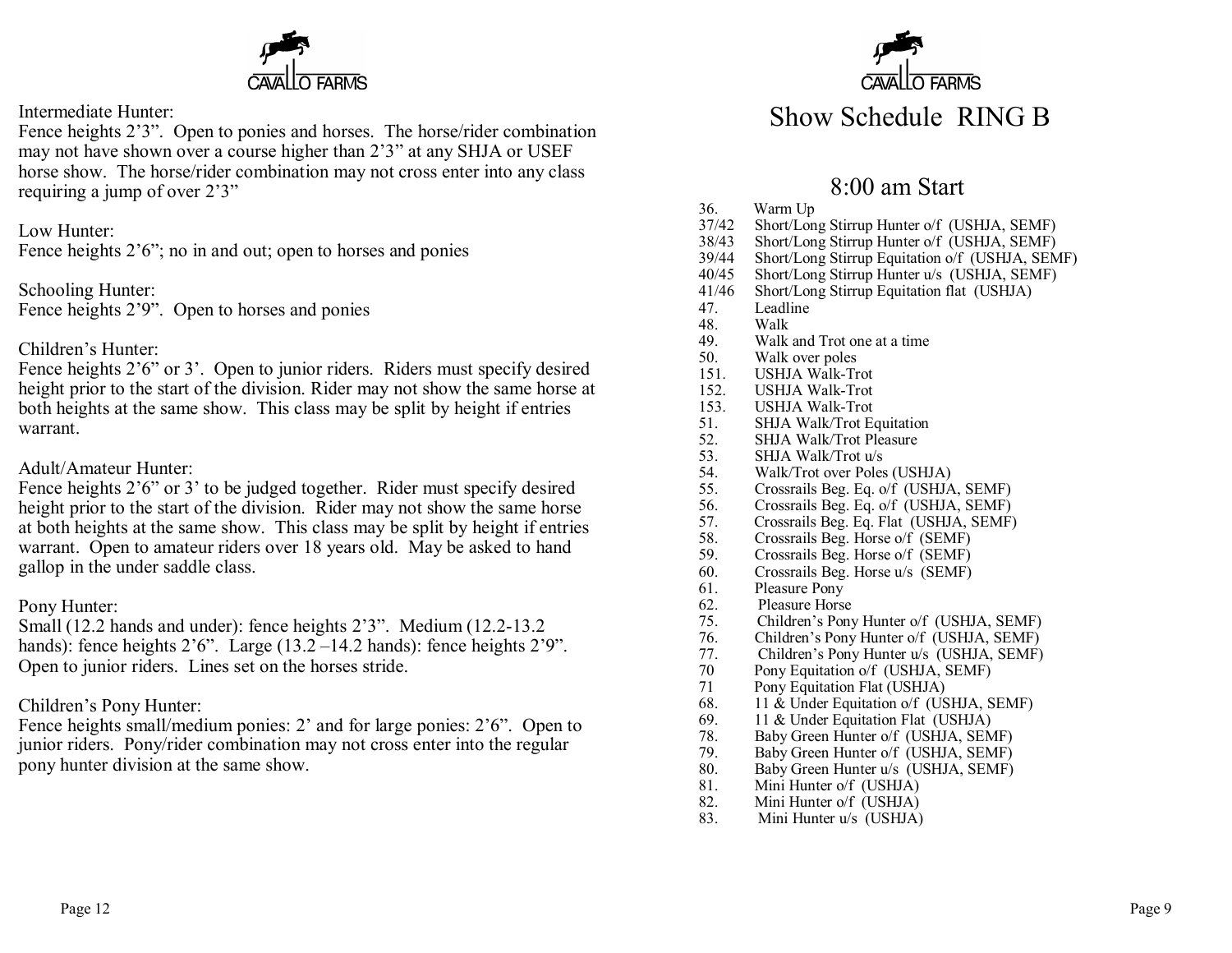CAVALLO FARMS

Intermediate Hunter:
Fence heights 2'3". Open to ponies and horses. The horse/rider combination may not have shown over a course higher than 2'3" at any SHJA or USEF horse show. The horse/rider combination may not cross enter into any class requiring a jump of over 2'3"

Low Hunter:
Fence heights 2'6"; no in and out; open to horses and ponies

Schooling Hunter:
Fence heights 2'9". Open to horses and ponies

Children's Hunter:
Fence heights 2'6" or 3'. Open to junior riders. Riders must specify desired height prior to the start of the division. Rider may not show the same horse at both heights at the same show. This class may be split by height if entries warrant.

Adult/Amateur Hunter:
Fence heights 2'6" or 3' to be judged together. Rider must specify desired height prior to the start of the division. Rider may not show the same horse at both heights at the same show. This class may be split by height if entries warrant. Open to amateur riders over 18 years old. May be asked to hand gallop in the under saddle class.

Pony Hunter:
Small (12.2 hands and under): fence heights 2'3". Medium (12.2-13.2 hands): fence heights 2'6". Large (13.2 –14.2 hands): fence heights 2'9". Open to junior riders. Lines set on the horses stride.

Children's Pony Hunter:
Fence heights small/medium ponies: 2' and for large ponies: 2'6". Open to junior riders. Pony/rider combination may not cross enter into the regular pony hunter division at the same show.

CAVALLO FARMS

# Show Schedule RING B

## 8:00 am Start

36. Warm Up
37/42 Short/Long Stirrup Hunter o/f (USHJA, SEMF)
38/43 Short/Long Stirrup Hunter o/f (USHJA, SEMF)
39/44 Short/Long Stirrup Equitation o/f (USHJA, SEMF)
40/45 Short/Long Stirrup Hunter u/s (USHJA, SEMF)
41/46 Short/Long Stirrup Equitation flat (USHJA)
47. Leadline
48. Walk
49. Walk and Trot one at a time
50. Walk over poles
151. USHJA Walk-Trot
152. USHJA Walk-Trot
153. USHJA Walk-Trot
51. SHJA Walk/Trot Equitation
52. SHJA Walk/Trot Pleasure
53. SHJA Walk/Trot u/s
54. Walk/Trot over Poles (USHJA)
55. Crossrails Beg. Eq. o/f (USHJA, SEMF)
56. Crossrails Beg. Eq. o/f (USHJA, SEMF)
57. Crossrails Beg. Eq. Flat (USHJA, SEMF)
58. Crossrails Beg. Horse o/f (SEMF)
59. Crossrails Beg. Horse o/f (SEMF)
60. Crossrails Beg. Horse u/s (SEMF)
61. Pleasure Pony
62. Pleasure Horse
75. Children's Pony Hunter o/f (USHJA, SEMF)
76. Children's Pony Hunter o/f (USHJA, SEMF)
77. Children's Pony Hunter u/s (USHJA, SEMF)
70 Pony Equitation o/f (USHJA, SEMF)
71 Pony Equitation Flat (USHJA)
68. 11 & Under Equitation o/f (USHJA, SEMF)
69. 11 & Under Equitation Flat (USHJA)
78. Baby Green Hunter o/f (USHJA, SEMF)
79. Baby Green Hunter o/f (USHJA, SEMF)
80. Baby Green Hunter u/s (USHJA, SEMF)
81. Mini Hunter o/f (USHJA)
82. Mini Hunter o/f (USHJA)
83. Mini Hunter u/s (USHJA)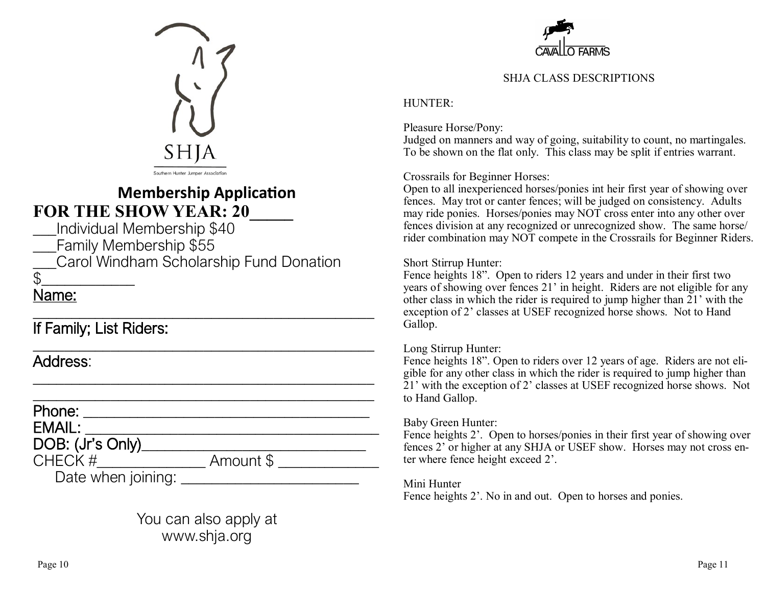SHJA

Southern Hunter Jumper Association

## Membership Application

## FOR THE SHOW YEAR: 20_____

___Individual Membership $40

___Family Membership $55

___Carol Windham Scholarship Fund Donation $___________

Name: ________________________________________

If Family; List Riders: ________________________________________

Address: ________________________________________

________________________________________

Phone: ____________________________________

EMAIL: ____________________________________

DOB: (Jr's Only)___________________________

CHECK #_____________ Amount $ ____________

Date when joining: ______________________

You can also apply at www.shja.org

CAVALLO FARMS

## SHJA CLASS DESCRIPTIONS

HUNTER:

Pleasure Horse/Pony:
Judged on manners and way of going, suitability to count, no martingales. To be shown on the flat only. This class may be split if entries warrant.

Crossrails for Beginner Horses:
Open to all inexperienced horses/ponies int heir first year of showing over fences. May trot or canter fences; will be judged on consistency. Adults may ride ponies. Horses/ponies may NOT cross enter into any other over fences division at any recognized or unrecognized show. The same horse/rider combination may NOT compete in the Crossrails for Beginner Riders.

Short Stirrup Hunter:
Fence heights 18". Open to riders 12 years and under in their first two years of showing over fences 21' in height. Riders are not eligible for any other class in which the rider is required to jump higher than 21' with the exception of 2' classes at USEF recognized horse shows. Not to Hand Gallop.

Long Stirrup Hunter:
Fence heights 18". Open to riders over 12 years of age. Riders are not eligible for any other class in which the rider is required to jump higher than 21' with the exception of 2' classes at USEF recognized horse shows. Not to Hand Gallop.

Baby Green Hunter:
Fence heights 2'. Open to horses/ponies in their first year of showing over fences 2' or higher at any SHJA or USEF show. Horses may not cross enter where fence height exceed 2'.

Mini Hunter
Fence heights 2'. No in and out. Open to horses and ponies.